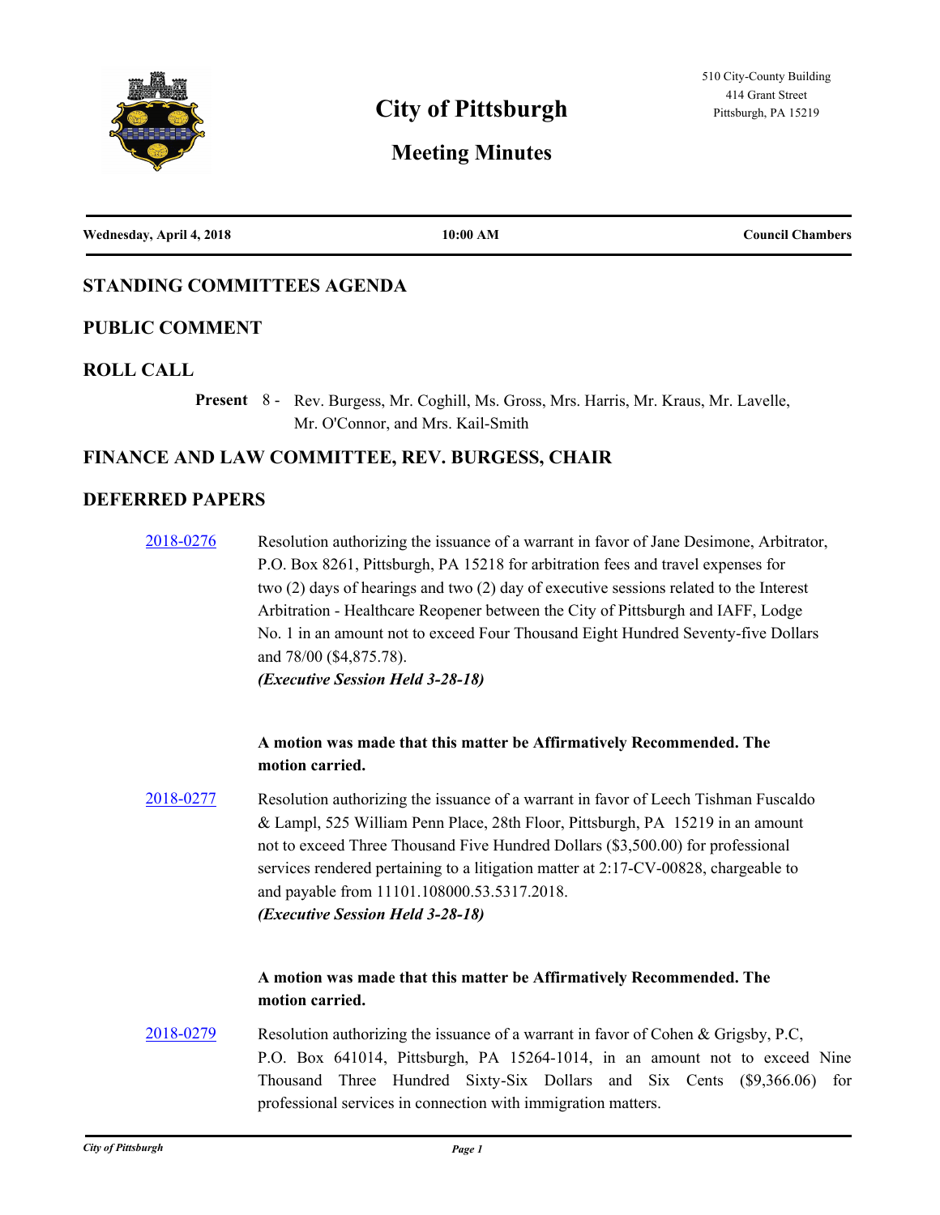# City of Pittsburgh

## Meeting Minutes

510 City-County Building
414 Grant Street
Pittsburgh, PA 15219

**Wednesday, April 4, 2018** | **10:00 AM** | **Council Chambers**

## STANDING COMMITTEES AGENDA

## PUBLIC COMMENT

## ROLL CALL

**Present** 8 - Rev. Burgess, Mr. Coghill, Ms. Gross, Mrs. Harris, Mr. Kraus, Mr. Lavelle, Mr. O'Connor, and Mrs. Kail-Smith

## FINANCE AND LAW COMMITTEE, REV. BURGESS, CHAIR

## DEFERRED PAPERS

2018-0276 Resolution authorizing the issuance of a warrant in favor of Jane Desimone, Arbitrator, P.O. Box 8261, Pittsburgh, PA 15218 for arbitration fees and travel expenses for two (2) days of hearings and two (2) day of executive sessions related to the Interest Arbitration - Healthcare Reopener between the City of Pittsburgh and IAFF, Lodge No. 1 in an amount not to exceed Four Thousand Eight Hundred Seventy-five Dollars and 78/00 ($4,875.78).
***(Executive Session Held 3-28-18)***

**A motion was made that this matter be Affirmatively Recommended. The motion carried.**

2018-0277 Resolution authorizing the issuance of a warrant in favor of Leech Tishman Fuscaldo & Lampl, 525 William Penn Place, 28th Floor, Pittsburgh, PA 15219 in an amount not to exceed Three Thousand Five Hundred Dollars ($3,500.00) for professional services rendered pertaining to a litigation matter at 2:17-CV-00828, chargeable to and payable from 11101.108000.53.5317.2018.
***(Executive Session Held 3-28-18)***

**A motion was made that this matter be Affirmatively Recommended. The motion carried.**

2018-0279 Resolution authorizing the issuance of a warrant in favor of Cohen & Grigsby, P.C, P.O. Box 641014, Pittsburgh, PA 15264-1014, in an amount not to exceed Nine Thousand Three Hundred Sixty-Six Dollars and Six Cents ($9,366.06) for professional services in connection with immigration matters.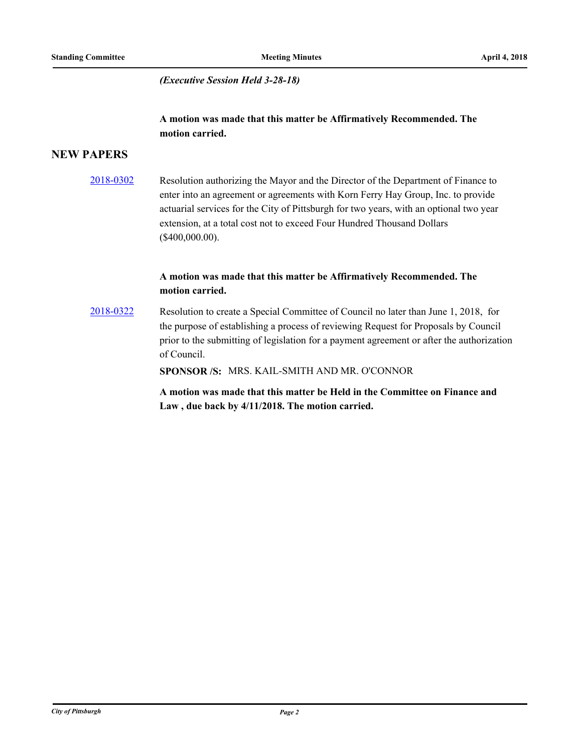*(Executive Session Held 3-28-18)*

**A motion was made that this matter be Affirmatively Recommended. The motion carried.**

## NEW PAPERS

[2018-0302] Resolution authorizing the Mayor and the Director of the Department of Finance to enter into an agreement or agreements with Korn Ferry Hay Group, Inc. to provide actuarial services for the City of Pittsburgh for two years, with an optional two year extension, at a total cost not to exceed Four Hundred Thousand Dollars ($400,000.00).

**A motion was made that this matter be Affirmatively Recommended. The motion carried.**

[2018-0322] Resolution to create a Special Committee of Council no later than June 1, 2018, for the purpose of establishing a process of reviewing Request for Proposals by Council prior to the submitting of legislation for a payment agreement or after the authorization of Council.

**SPONSOR /S:** MRS. KAIL-SMITH AND MR. O'CONNOR

**A motion was made that this matter be Held in the Committee on Finance and Law , due back by 4/11/2018. The motion carried.**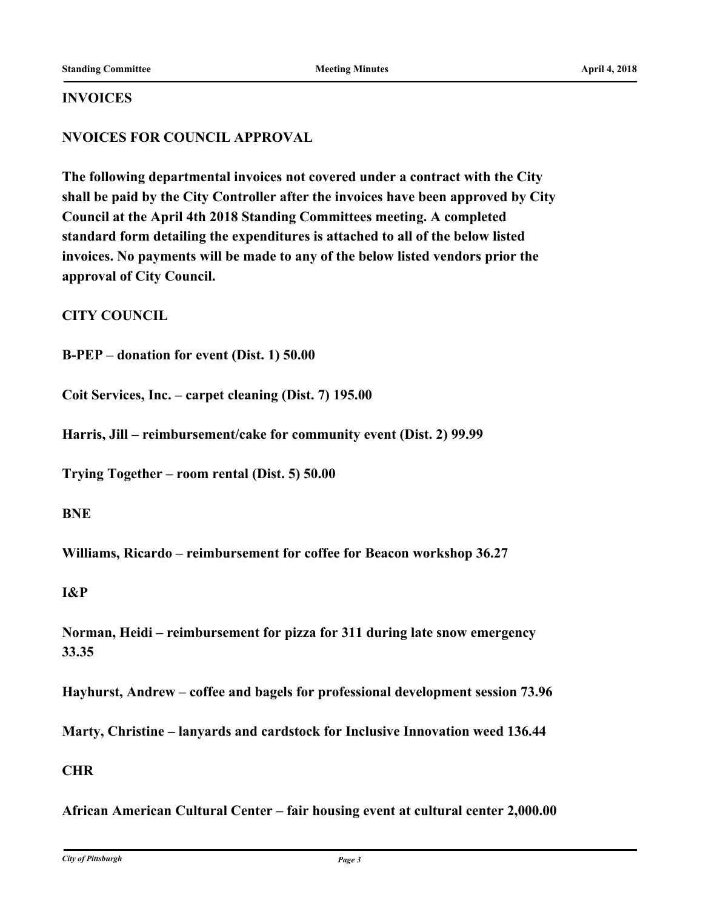## INVOICES

## NVOICES FOR COUNCIL APPROVAL

**The following departmental invoices not covered under a contract with the City shall be paid by the City Controller after the invoices have been approved by City Council at the April 4th 2018 Standing Committees meeting. A completed standard form detailing the expenditures is attached to all of the below listed invoices. No payments will be made to any of the below listed vendors prior the approval of City Council.**

**CITY COUNCIL**

**B-PEP – donation for event (Dist. 1) 50.00**

**Coit Services, Inc. – carpet cleaning (Dist. 7) 195.00**

**Harris, Jill – reimbursement/cake for community event (Dist. 2) 99.99**

**Trying Together – room rental (Dist. 5) 50.00**

**BNE**

**Williams, Ricardo – reimbursement for coffee for Beacon workshop 36.27**

**I&P**

**Norman, Heidi – reimbursement for pizza for 311 during late snow emergency 33.35**

**Hayhurst, Andrew – coffee and bagels for professional development session 73.96**

**Marty, Christine – lanyards and cardstock for Inclusive Innovation weed 136.44**

**CHR**

**African American Cultural Center – fair housing event at cultural center 2,000.00**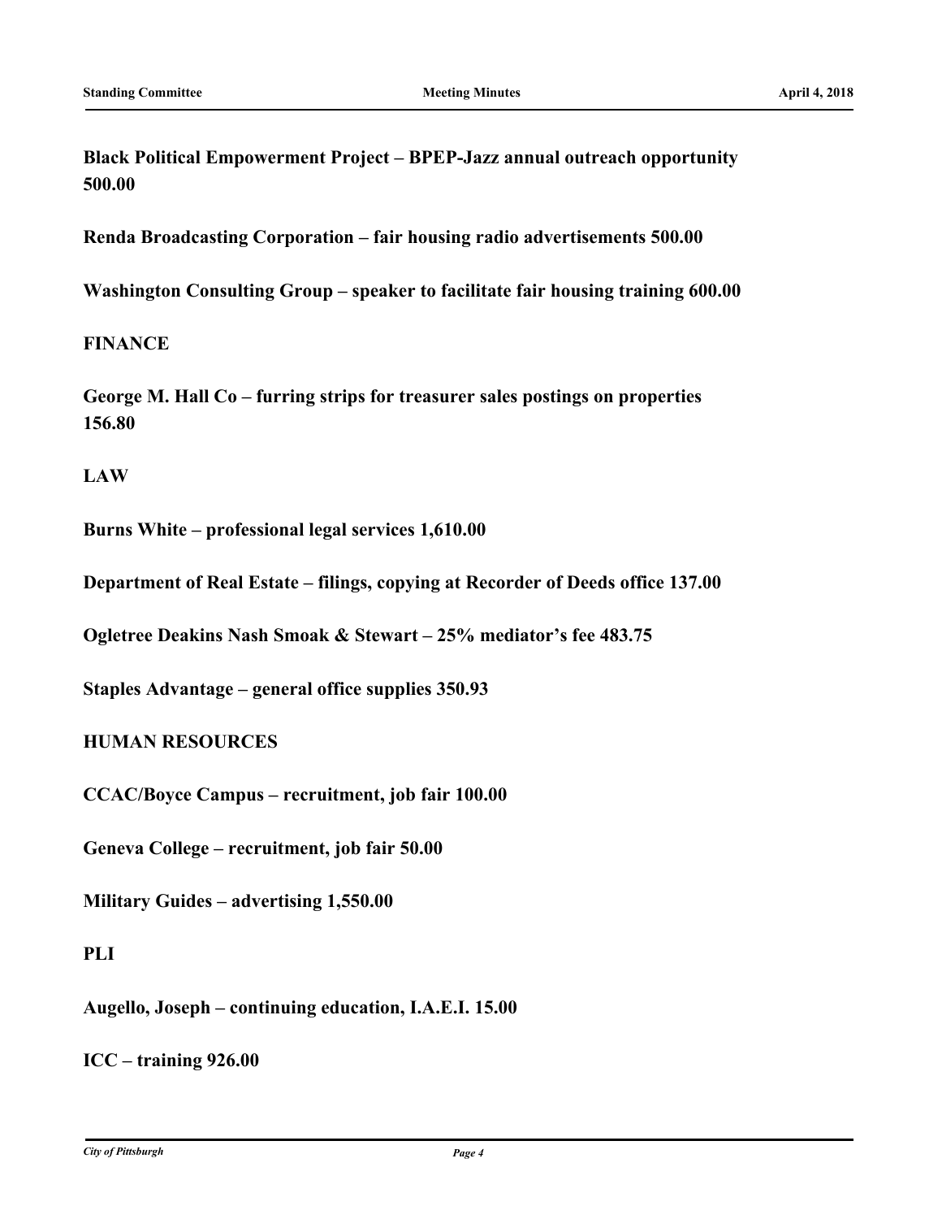**Black Political Empowerment Project – BPEP-Jazz annual outreach opportunity 500.00**

**Renda Broadcasting Corporation – fair housing radio advertisements 500.00**

**Washington Consulting Group – speaker to facilitate fair housing training 600.00**

**FINANCE**

**George M. Hall Co – furring strips for treasurer sales postings on properties 156.80**

**LAW**

**Burns White – professional legal services 1,610.00**

**Department of Real Estate – filings, copying at Recorder of Deeds office 137.00**

**Ogletree Deakins Nash Smoak & Stewart – 25% mediator's fee 483.75**

**Staples Advantage – general office supplies 350.93**

**HUMAN RESOURCES**

**CCAC/Boyce Campus – recruitment, job fair 100.00**

**Geneva College – recruitment, job fair 50.00**

**Military Guides – advertising 1,550.00**

**PLI**

**Augello, Joseph – continuing education, I.A.E.I. 15.00**

**ICC – training 926.00**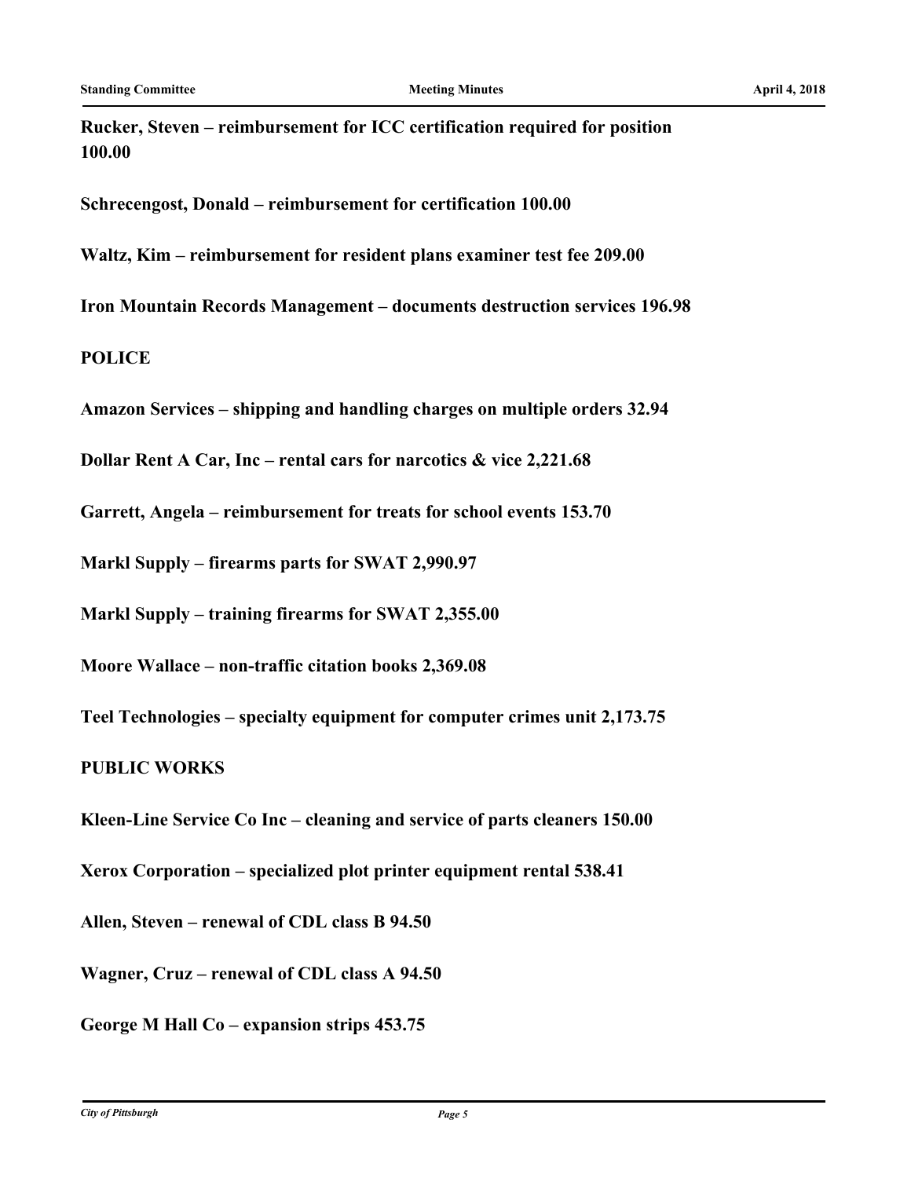**Rucker, Steven – reimbursement for ICC certification required for position 100.00**

**Schrecengost, Donald – reimbursement for certification 100.00**

**Waltz, Kim – reimbursement for resident plans examiner test fee 209.00**

**Iron Mountain Records Management – documents destruction services 196.98**

**POLICE**

**Amazon Services – shipping and handling charges on multiple orders 32.94**

**Dollar Rent A Car, Inc – rental cars for narcotics & vice 2,221.68**

**Garrett, Angela – reimbursement for treats for school events 153.70**

**Markl Supply – firearms parts for SWAT 2,990.97**

**Markl Supply – training firearms for SWAT 2,355.00**

**Moore Wallace – non-traffic citation books 2,369.08**

**Teel Technologies – specialty equipment for computer crimes unit 2,173.75**

**PUBLIC WORKS**

**Kleen-Line Service Co Inc – cleaning and service of parts cleaners 150.00**

**Xerox Corporation – specialized plot printer equipment rental 538.41**

**Allen, Steven – renewal of CDL class B 94.50**

**Wagner, Cruz – renewal of CDL class A 94.50**

**George M Hall Co – expansion strips 453.75**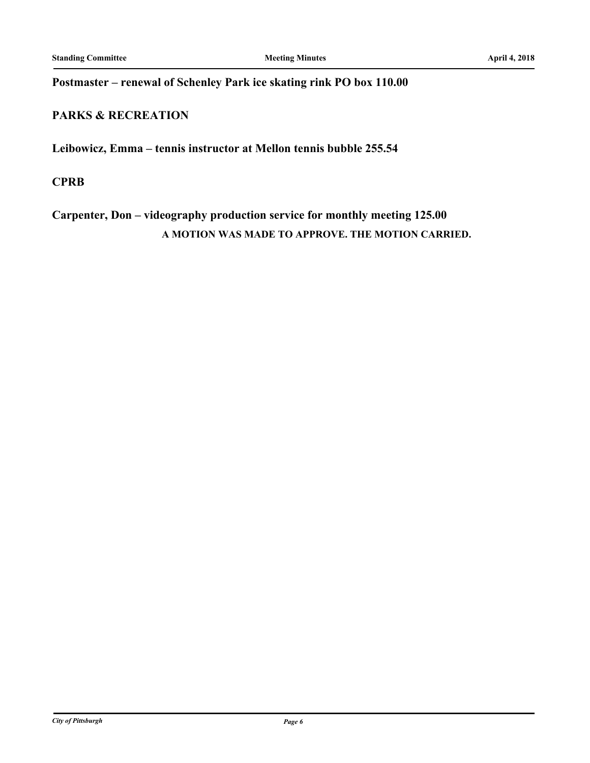**Postmaster – renewal of Schenley Park ice skating rink PO box 110.00**

**PARKS & RECREATION**

**Leibowicz, Emma – tennis instructor at Mellon tennis bubble 255.54**

**CPRB**

**Carpenter, Don – videography production service for monthly meeting 125.00**

**A MOTION WAS MADE TO APPROVE. THE MOTION CARRIED.**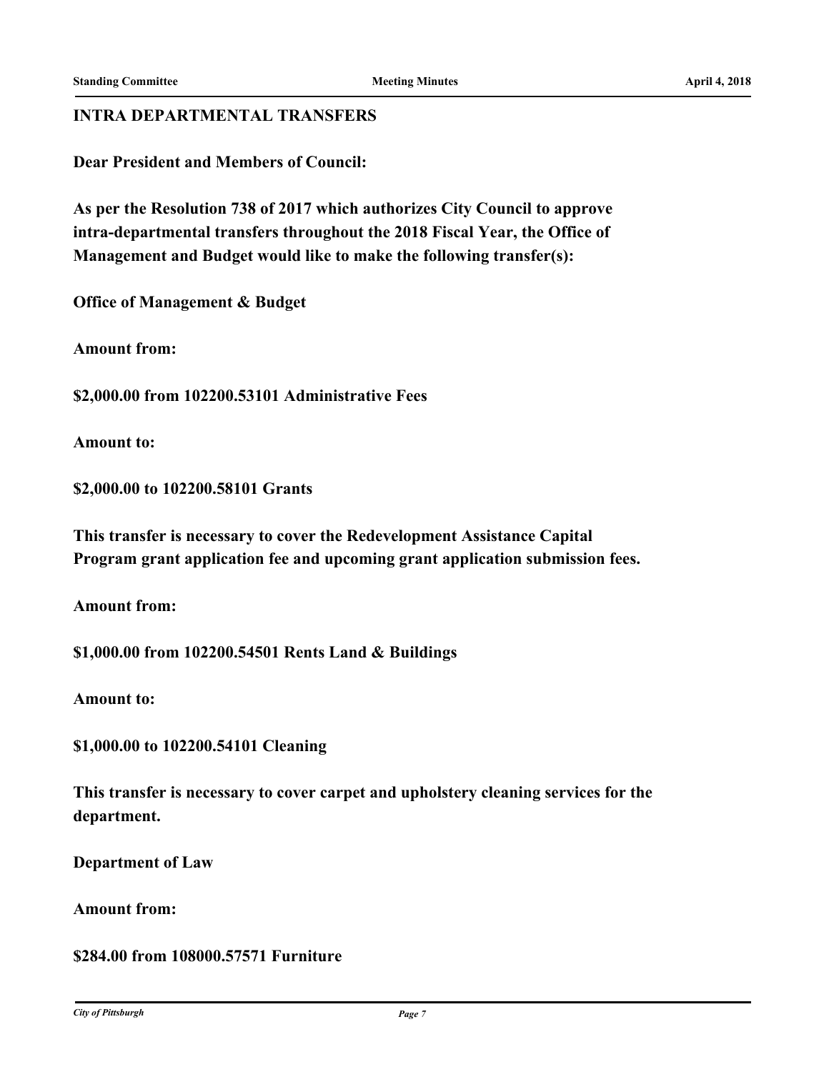**INTRA DEPARTMENTAL TRANSFERS**

**Dear President and Members of Council:**

**As per the Resolution 738 of 2017 which authorizes City Council to approve intra-departmental transfers throughout the 2018 Fiscal Year, the Office of Management and Budget would like to make the following transfer(s):**

**Office of Management & Budget**

**Amount from:**

**$2,000.00 from 102200.53101 Administrative Fees**

**Amount to:**

**$2,000.00 to 102200.58101 Grants**

**This transfer is necessary to cover the Redevelopment Assistance Capital Program grant application fee and upcoming grant application submission fees.**

**Amount from:**

**$1,000.00 from 102200.54501 Rents Land & Buildings**

**Amount to:**

**$1,000.00 to 102200.54101 Cleaning**

**This transfer is necessary to cover carpet and upholstery cleaning services for the department.**

**Department of Law**

**Amount from:**

**$284.00 from 108000.57571 Furniture**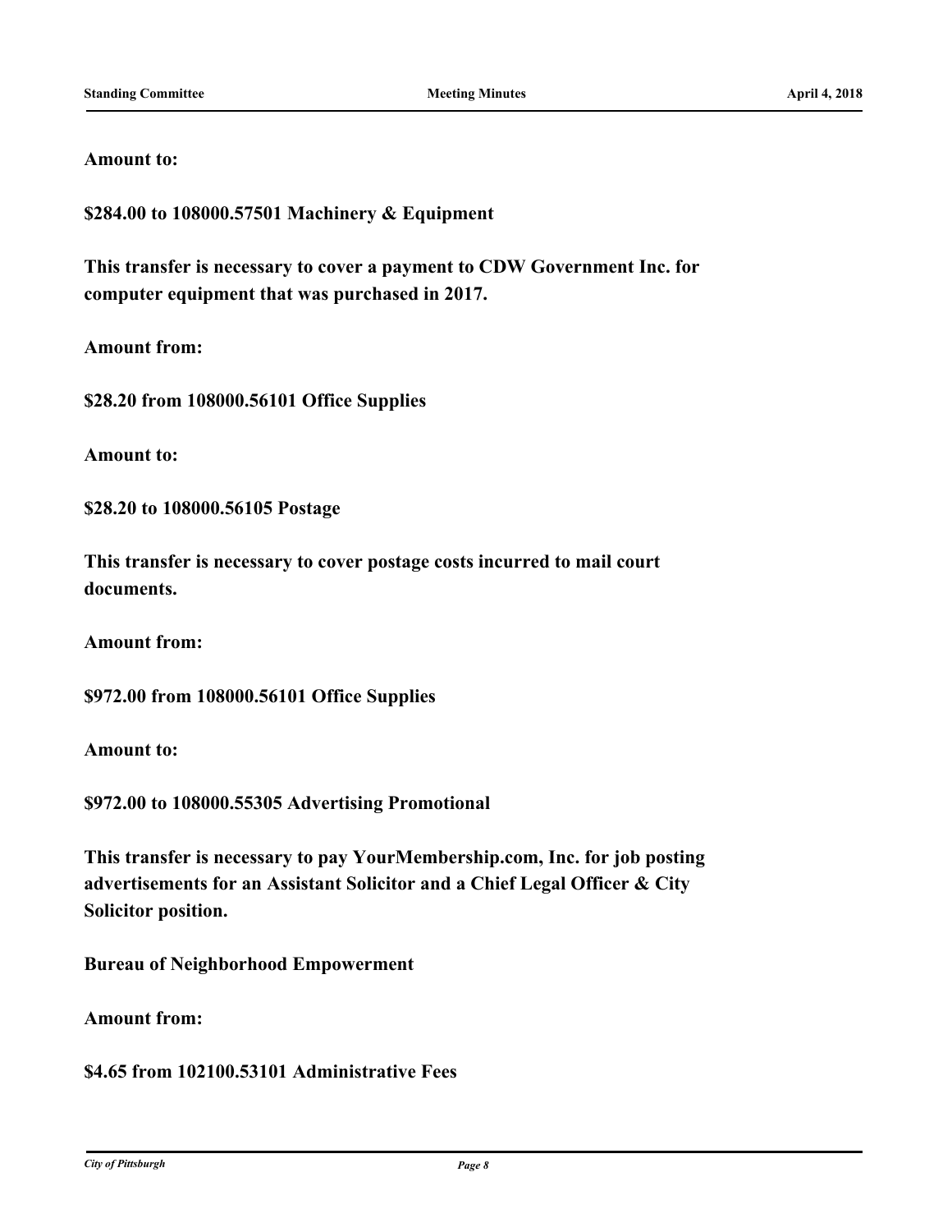**Amount to:**

**$284.00 to 108000.57501 Machinery & Equipment**

**This transfer is necessary to cover a payment to CDW Government Inc. for computer equipment that was purchased in 2017.**

**Amount from:**

**$28.20 from 108000.56101 Office Supplies**

**Amount to:**

**$28.20 to 108000.56105 Postage**

**This transfer is necessary to cover postage costs incurred to mail court documents.**

**Amount from:**

**$972.00 from 108000.56101 Office Supplies**

**Amount to:**

**$972.00 to 108000.55305 Advertising Promotional**

**This transfer is necessary to pay YourMembership.com, Inc. for job posting advertisements for an Assistant Solicitor and a Chief Legal Officer & City Solicitor position.**

**Bureau of Neighborhood Empowerment**

**Amount from:**

**$4.65 from 102100.53101 Administrative Fees**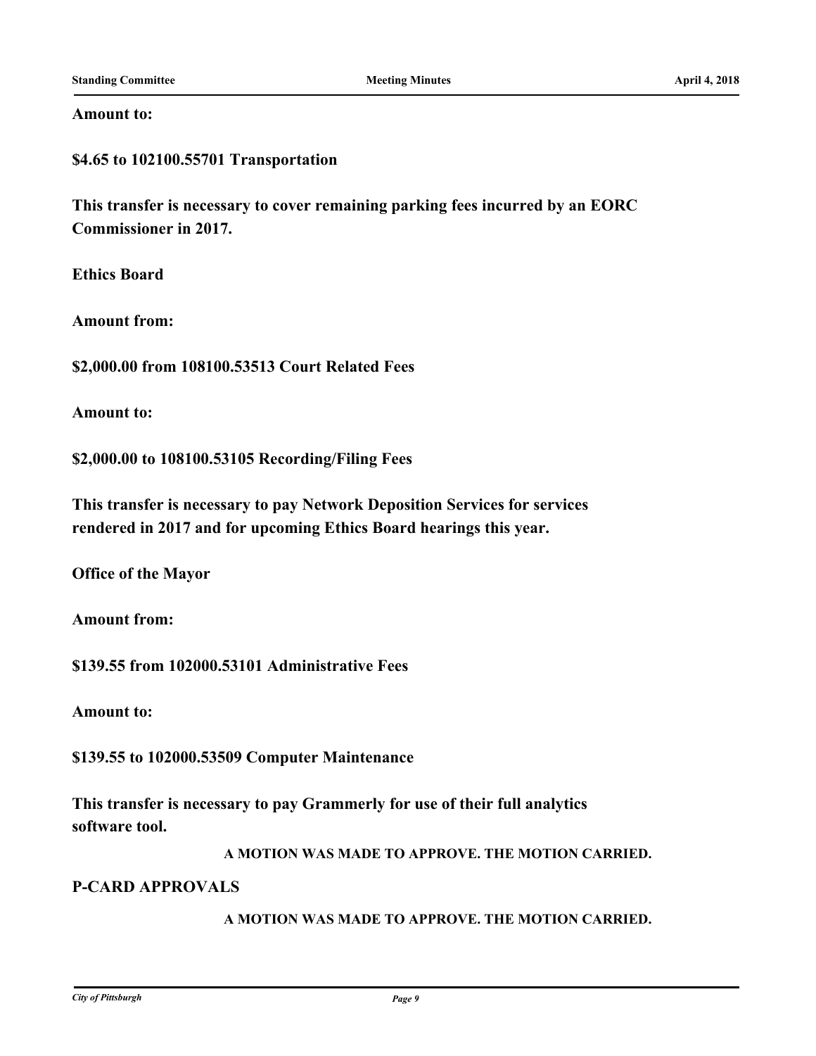**Amount to:**

**$4.65 to 102100.55701 Transportation**

**This transfer is necessary to cover remaining parking fees incurred by an EORC Commissioner in 2017.**

**Ethics Board**

**Amount from:**

**$2,000.00 from 108100.53513 Court Related Fees**

**Amount to:**

**$2,000.00 to 108100.53105 Recording/Filing Fees**

**This transfer is necessary to pay Network Deposition Services for services rendered in 2017 and for upcoming Ethics Board hearings this year.**

**Office of the Mayor**

**Amount from:**

**$139.55 from 102000.53101 Administrative Fees**

**Amount to:**

**$139.55 to 102000.53509 Computer Maintenance**

**This transfer is necessary to pay Grammerly for use of their full analytics software tool.**

**A MOTION WAS MADE TO APPROVE. THE MOTION CARRIED.**

## P-CARD APPROVALS

**A MOTION WAS MADE TO APPROVE. THE MOTION CARRIED.**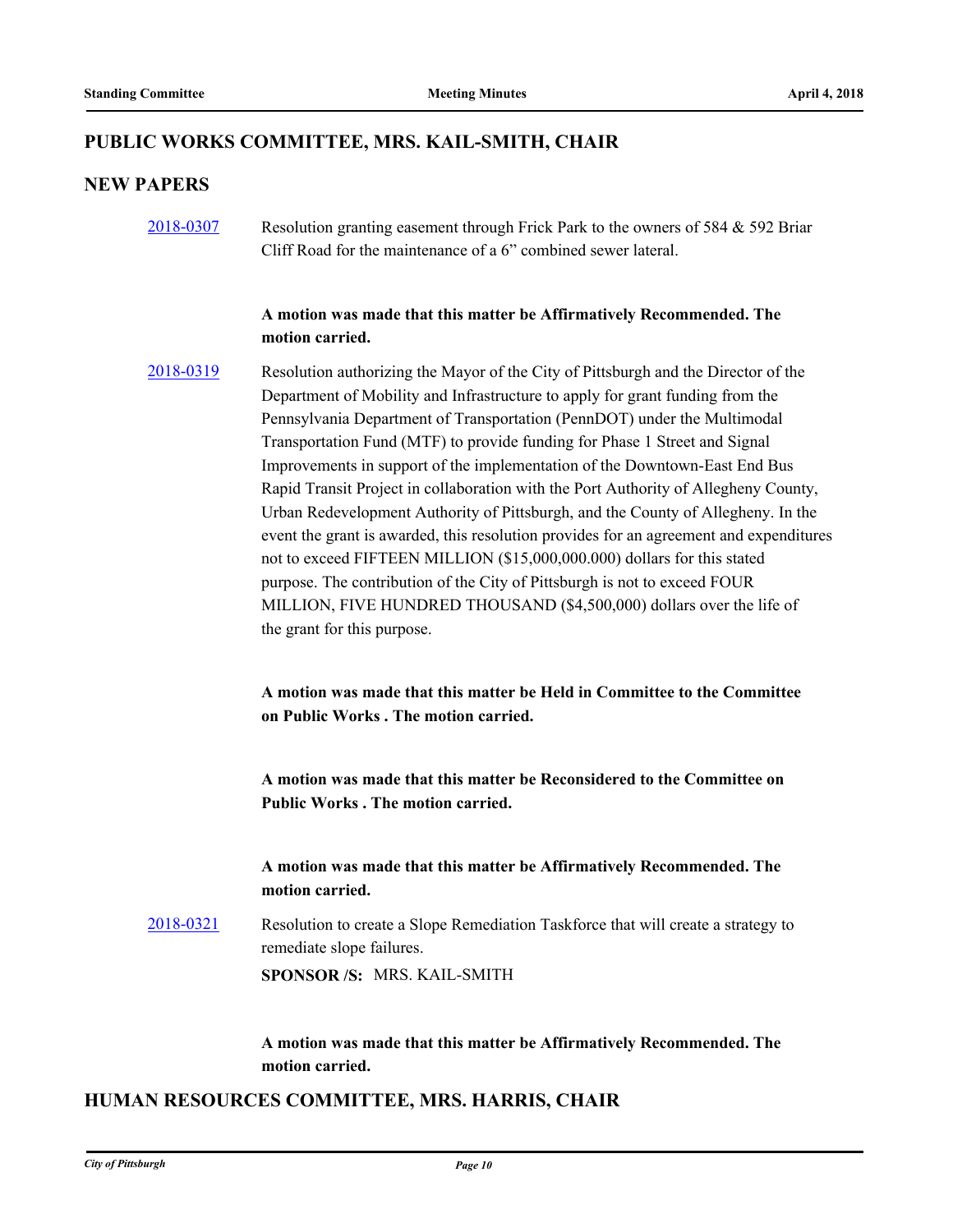## PUBLIC WORKS COMMITTEE, MRS. KAIL-SMITH, CHAIR

## NEW PAPERS

[2018-0307] Resolution granting easement through Frick Park to the owners of 584 & 592 Briar Cliff Road for the maintenance of a 6" combined sewer lateral.

**A motion was made that this matter be Affirmatively Recommended. The motion carried.**

[2018-0319] Resolution authorizing the Mayor of the City of Pittsburgh and the Director of the Department of Mobility and Infrastructure to apply for grant funding from the Pennsylvania Department of Transportation (PennDOT) under the Multimodal Transportation Fund (MTF) to provide funding for Phase 1 Street and Signal Improvements in support of the implementation of the Downtown-East End Bus Rapid Transit Project in collaboration with the Port Authority of Allegheny County, Urban Redevelopment Authority of Pittsburgh, and the County of Allegheny. In the event the grant is awarded, this resolution provides for an agreement and expenditures not to exceed FIFTEEN MILLION ($15,000,000.000) dollars for this stated purpose. The contribution of the City of Pittsburgh is not to exceed FOUR MILLION, FIVE HUNDRED THOUSAND ($4,500,000) dollars over the life of the grant for this purpose.

**A motion was made that this matter be Held in Committee to the Committee on Public Works . The motion carried.**

**A motion was made that this matter be Reconsidered to the Committee on Public Works . The motion carried.**

**A motion was made that this matter be Affirmatively Recommended. The motion carried.**

[2018-0321] Resolution to create a Slope Remediation Taskforce that will create a strategy to remediate slope failures.

**SPONSOR /S:** MRS. KAIL-SMITH

**A motion was made that this matter be Affirmatively Recommended. The motion carried.**

## HUMAN RESOURCES COMMITTEE, MRS. HARRIS, CHAIR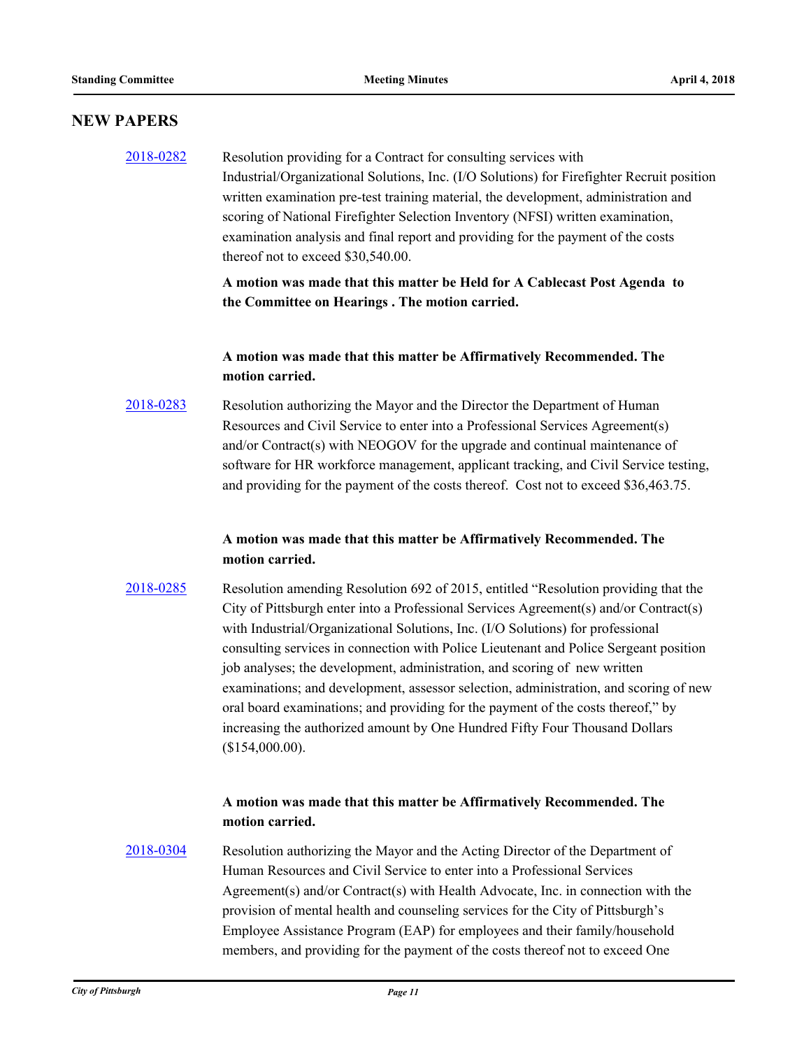## NEW PAPERS

[2018-0282](2018-0282) Resolution providing for a Contract for consulting services with Industrial/Organizational Solutions, Inc. (I/O Solutions) for Firefighter Recruit position written examination pre-test training material, the development, administration and scoring of National Firefighter Selection Inventory (NFSI) written examination, examination analysis and final report and providing for the payment of the costs thereof not to exceed $30,540.00.

**A motion was made that this matter be Held for A Cablecast Post Agenda to the Committee on Hearings . The motion carried.**

**A motion was made that this matter be Affirmatively Recommended. The motion carried.**

2018-0283 Resolution authorizing the Mayor and the Director the Department of Human Resources and Civil Service to enter into a Professional Services Agreement(s) and/or Contract(s) with NEOGOV for the upgrade and continual maintenance of software for HR workforce management, applicant tracking, and Civil Service testing, and providing for the payment of the costs thereof. Cost not to exceed $36,463.75.

**A motion was made that this matter be Affirmatively Recommended. The motion carried.**

2018-0285 Resolution amending Resolution 692 of 2015, entitled "Resolution providing that the City of Pittsburgh enter into a Professional Services Agreement(s) and/or Contract(s) with Industrial/Organizational Solutions, Inc. (I/O Solutions) for professional consulting services in connection with Police Lieutenant and Police Sergeant position job analyses; the development, administration, and scoring of new written examinations; and development, assessor selection, administration, and scoring of new oral board examinations; and providing for the payment of the costs thereof," by increasing the authorized amount by One Hundred Fifty Four Thousand Dollars ($154,000.00).

**A motion was made that this matter be Affirmatively Recommended. The motion carried.**

2018-0304 Resolution authorizing the Mayor and the Acting Director of the Department of Human Resources and Civil Service to enter into a Professional Services Agreement(s) and/or Contract(s) with Health Advocate, Inc. in connection with the provision of mental health and counseling services for the City of Pittsburgh's Employee Assistance Program (EAP) for employees and their family/household members, and providing for the payment of the costs thereof not to exceed One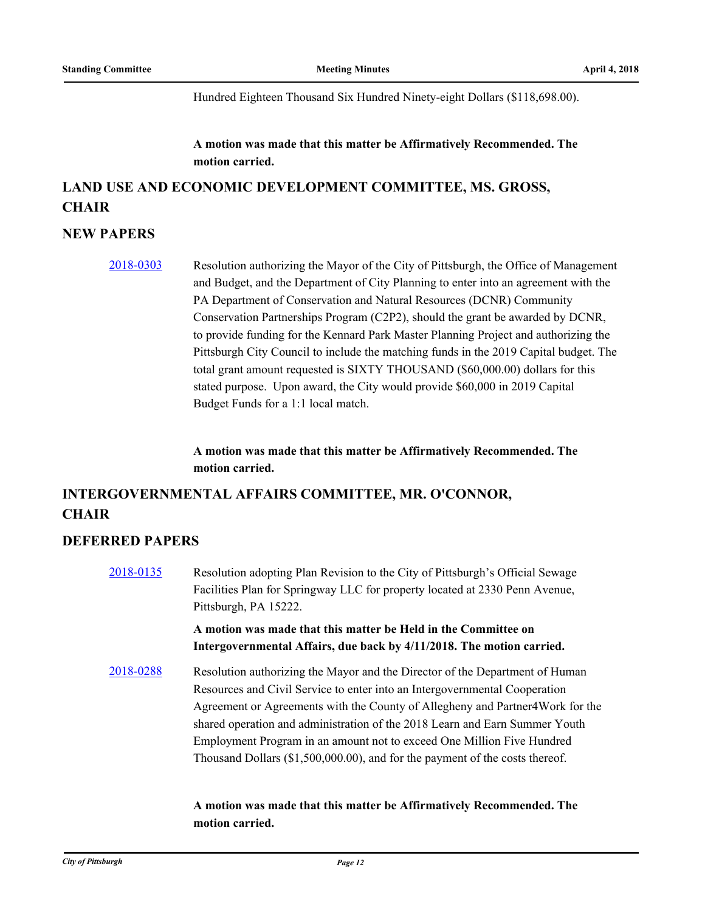Hundred Eighteen Thousand Six Hundred Ninety-eight Dollars ($118,698.00).

**A motion was made that this matter be Affirmatively Recommended. The motion carried.**

## LAND USE AND ECONOMIC DEVELOPMENT COMMITTEE, MS. GROSS, CHAIR

## NEW PAPERS

2018-0303 Resolution authorizing the Mayor of the City of Pittsburgh, the Office of Management and Budget, and the Department of City Planning to enter into an agreement with the PA Department of Conservation and Natural Resources (DCNR) Community Conservation Partnerships Program (C2P2), should the grant be awarded by DCNR, to provide funding for the Kennard Park Master Planning Project and authorizing the Pittsburgh City Council to include the matching funds in the 2019 Capital budget. The total grant amount requested is SIXTY THOUSAND ($60,000.00) dollars for this stated purpose. Upon award, the City would provide $60,000 in 2019 Capital Budget Funds for a 1:1 local match.

**A motion was made that this matter be Affirmatively Recommended. The motion carried.**

## INTERGOVERNMENTAL AFFAIRS COMMITTEE, MR. O'CONNOR, CHAIR

## DEFERRED PAPERS

2018-0135 Resolution adopting Plan Revision to the City of Pittsburgh's Official Sewage Facilities Plan for Springway LLC for property located at 2330 Penn Avenue, Pittsburgh, PA 15222.

**A motion was made that this matter be Held in the Committee on Intergovernmental Affairs, due back by 4/11/2018. The motion carried.**

2018-0288 Resolution authorizing the Mayor and the Director of the Department of Human Resources and Civil Service to enter into an Intergovernmental Cooperation Agreement or Agreements with the County of Allegheny and Partner4Work for the shared operation and administration of the 2018 Learn and Earn Summer Youth Employment Program in an amount not to exceed One Million Five Hundred Thousand Dollars ($1,500,000.00), and for the payment of the costs thereof.

**A motion was made that this matter be Affirmatively Recommended. The motion carried.**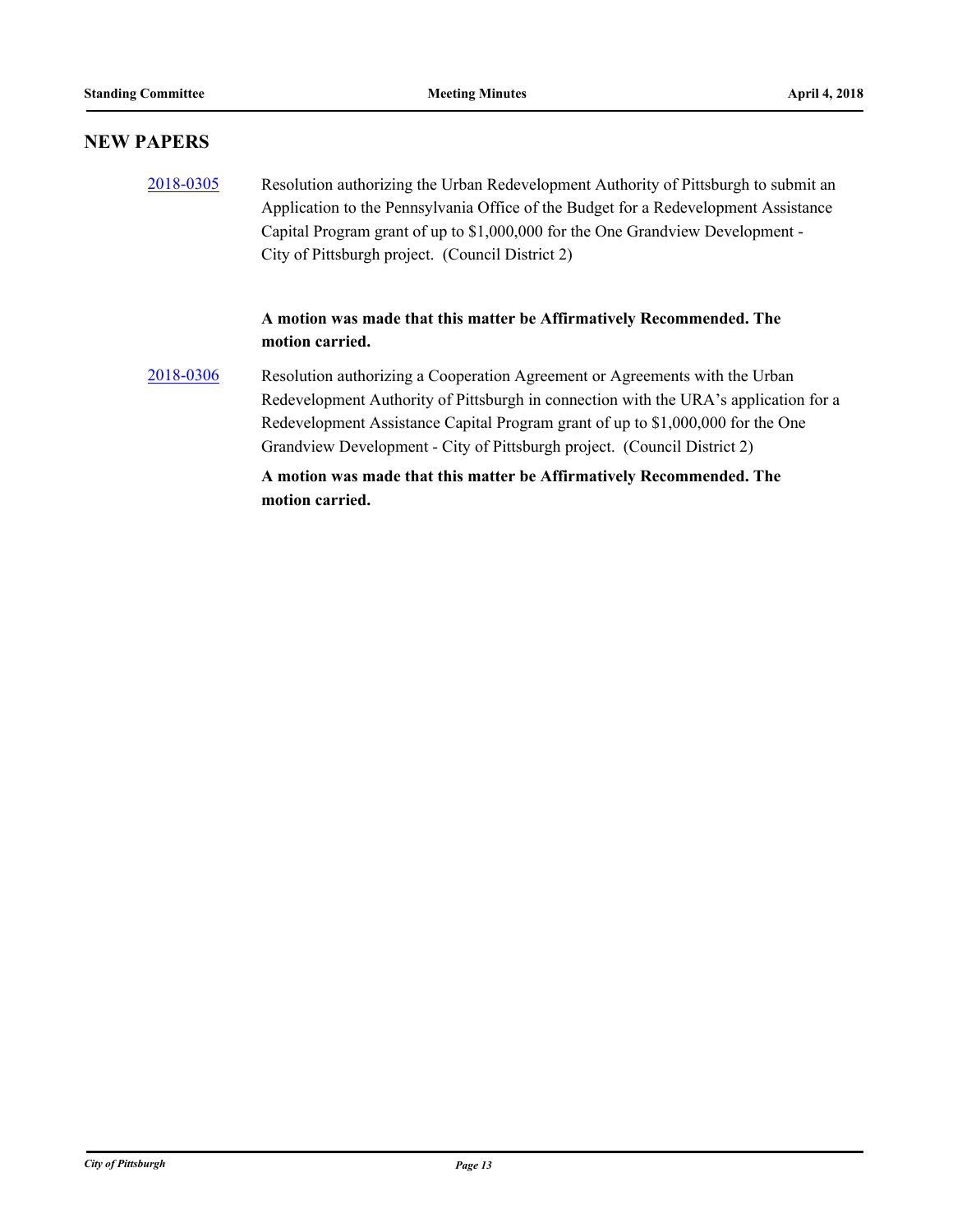## NEW PAPERS

[2018-0305] Resolution authorizing the Urban Redevelopment Authority of Pittsburgh to submit an Application to the Pennsylvania Office of the Budget for a Redevelopment Assistance Capital Program grant of up to $1,000,000 for the One Grandview Development - City of Pittsburgh project. (Council District 2)

**A motion was made that this matter be Affirmatively Recommended. The motion carried.**

[2018-0306] Resolution authorizing a Cooperation Agreement or Agreements with the Urban Redevelopment Authority of Pittsburgh in connection with the URA's application for a Redevelopment Assistance Capital Program grant of up to $1,000,000 for the One Grandview Development - City of Pittsburgh project. (Council District 2)

**A motion was made that this matter be Affirmatively Recommended. The motion carried.**